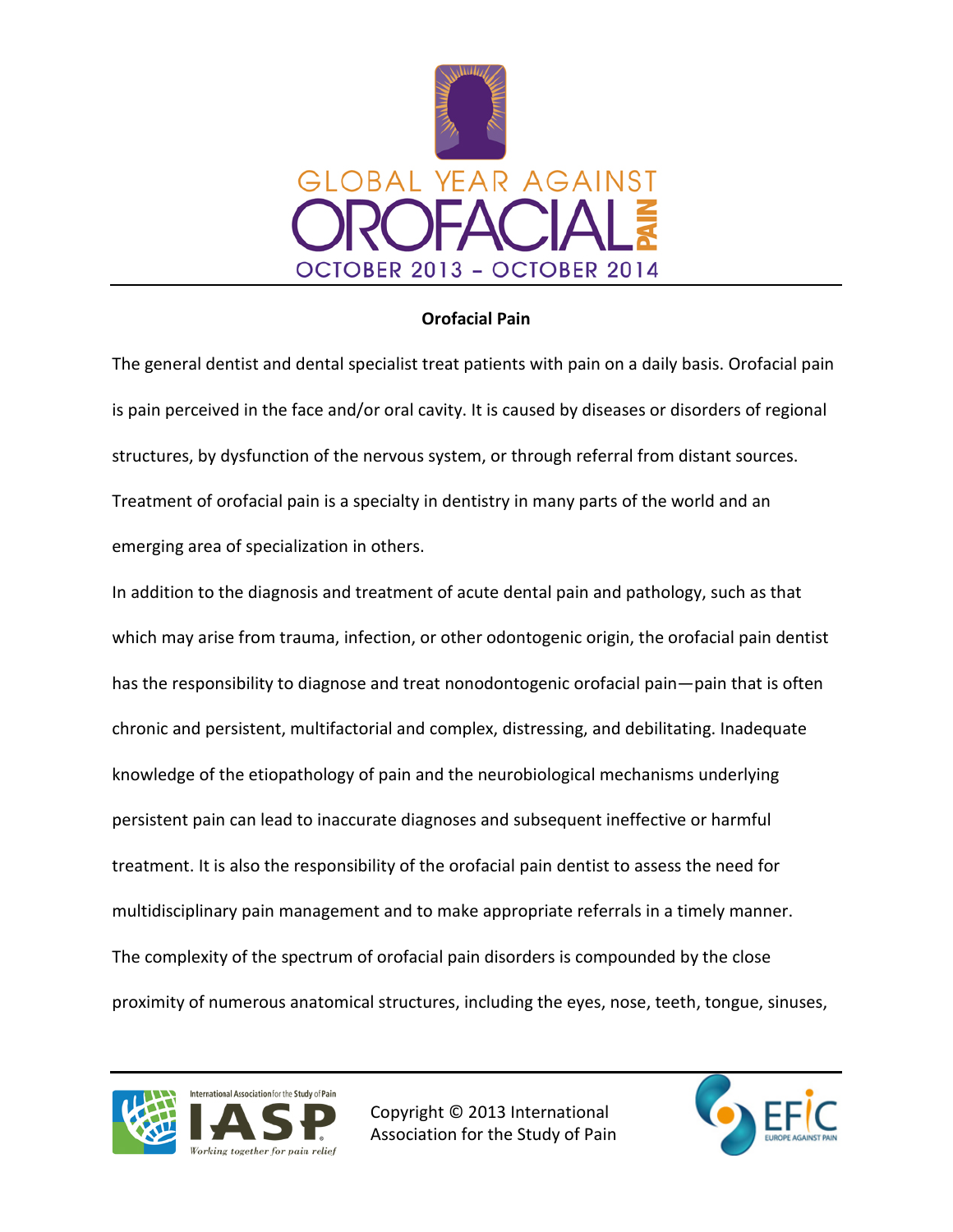# Global Year Against Orofacial Pain

October 2013 – October 2014

## Orofacial Pain

The general dentist and dental specialist treat patients with pain on a daily basis. Orofacial pain is pain perceived in the face and/or oral cavity. It is caused by diseases or disorders of regional structures, by dysfunction of the nervous system, or through referral from distant sources. Treatment of orofacial pain is a specialty in dentistry in many parts of the world and an emerging area of specialization in others.

In addition to the diagnosis and treatment of acute dental pain and pathology, such as that which may arise from trauma, infection, or other odontogenic origin, the orofacial pain dentist has the responsibility to diagnose and treat nonodontogenic orofacial pain—pain that is often chronic and persistent, multifactorial and complex, distressing, and debilitating. Inadequate knowledge of the etiopathology of pain and the neurobiological mechanisms underlying persistent pain can lead to inaccurate diagnoses and subsequent ineffective or harmful treatment. It is also the responsibility of the orofacial pain dentist to assess the need for multidisciplinary pain management and to make appropriate referrals in a timely manner.

The complexity of the spectrum of orofacial pain disorders is compounded by the close proximity of numerous anatomical structures, including the eyes, nose, teeth, tongue, sinuses,

Copyright © 2013 International Association for the Study of Pain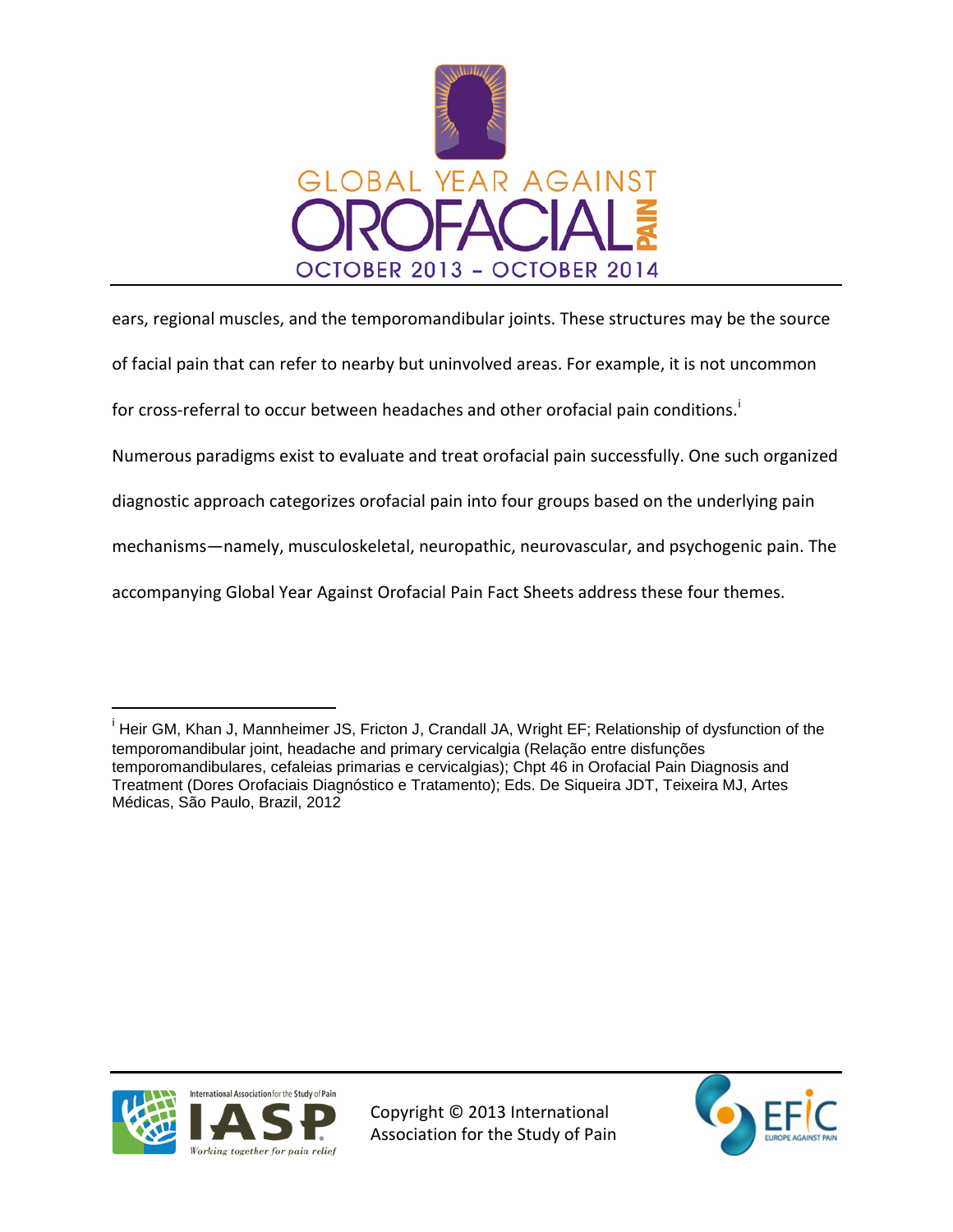ears, regional muscles, and the temporomandibular joints. These structures may be the source of facial pain that can refer to nearby but uninvolved areas. For example, it is not uncommon for cross-referral to occur between headaches and other orofacial pain conditions.[i]

Numerous paradigms exist to evaluate and treat orofacial pain successfully. One such organized diagnostic approach categorizes orofacial pain into four groups based on the underlying pain mechanisms—namely, musculoskeletal, neuropathic, neurovascular, and psychogenic pain. The accompanying Global Year Against Orofacial Pain Fact Sheets address these four themes.

---

[i] Heir GM, Khan J, Mannheimer JS, Fricton J, Crandall JA, Wright EF; Relationship of dysfunction of the temporomandibular joint, headache and primary cervicalgia (Relação entre disfunções temporomandibulares, cefaleias primarias e cervicalgias); Chpt 46 in Orofacial Pain Diagnosis and Treatment (Dores Orofaciais Diagnóstico e Tratamento); Eds. De Siqueira JDT, Teixeira MJ, Artes Médicas, São Paulo, Brazil, 2012

Copyright © 2013 International Association for the Study of Pain